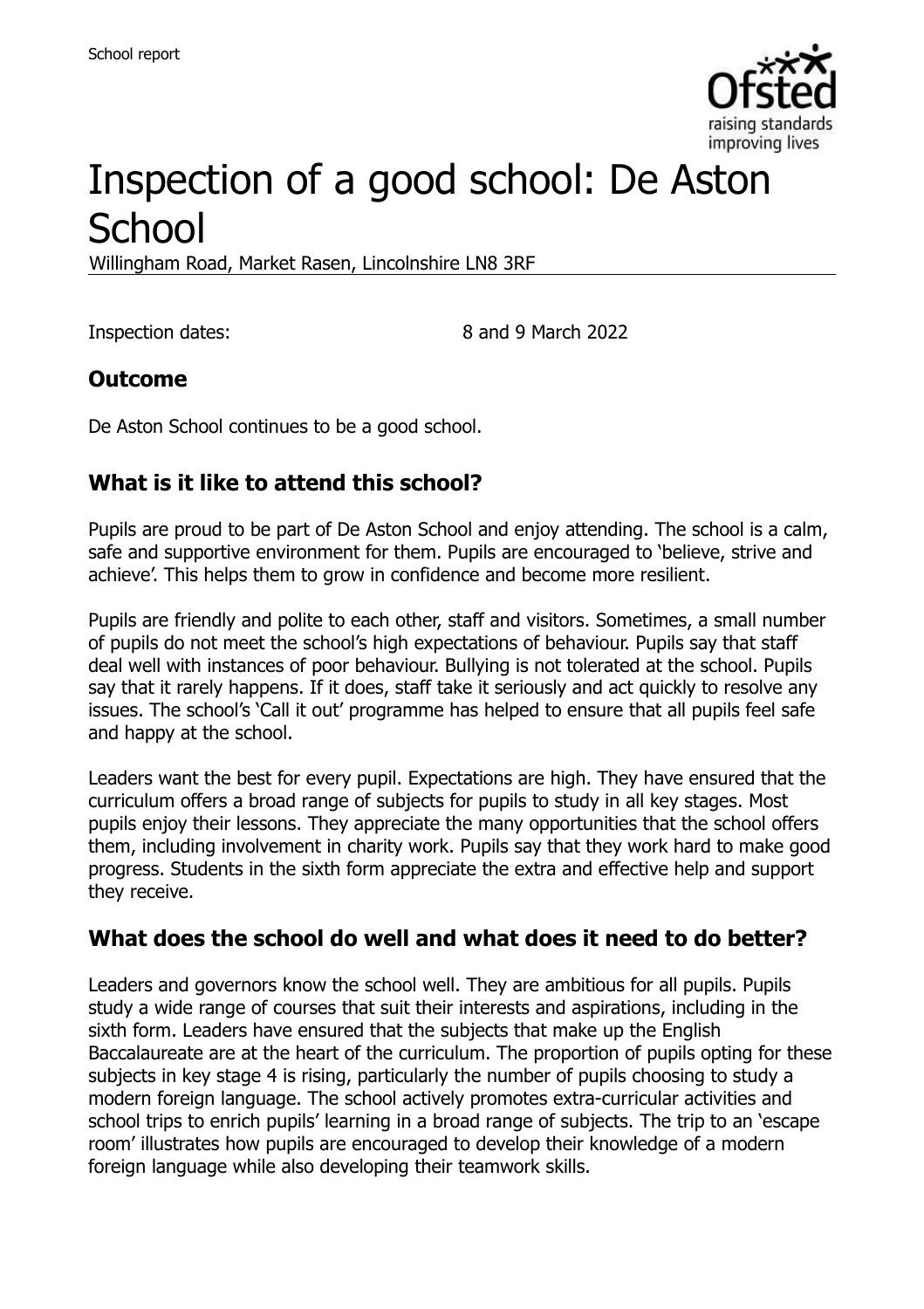School report

# Inspection of a good school: De Aston School

Willingham Road, Market Rasen, Lincolnshire LN8 3RF

Inspection dates: 8 and 9 March 2022

## Outcome

De Aston School continues to be a good school.

## What is it like to attend this school?

Pupils are proud to be part of De Aston School and enjoy attending. The school is a calm, safe and supportive environment for them. Pupils are encouraged to 'believe, strive and achieve'. This helps them to grow in confidence and become more resilient.

Pupils are friendly and polite to each other, staff and visitors. Sometimes, a small number of pupils do not meet the school's high expectations of behaviour. Pupils say that staff deal well with instances of poor behaviour. Bullying is not tolerated at the school. Pupils say that it rarely happens. If it does, staff take it seriously and act quickly to resolve any issues. The school's 'Call it out' programme has helped to ensure that all pupils feel safe and happy at the school.

Leaders want the best for every pupil. Expectations are high. They have ensured that the curriculum offers a broad range of subjects for pupils to study in all key stages. Most pupils enjoy their lessons. They appreciate the many opportunities that the school offers them, including involvement in charity work. Pupils say that they work hard to make good progress. Students in the sixth form appreciate the extra and effective help and support they receive.

## What does the school do well and what does it need to do better?

Leaders and governors know the school well. They are ambitious for all pupils. Pupils study a wide range of courses that suit their interests and aspirations, including in the sixth form. Leaders have ensured that the subjects that make up the English Baccalaureate are at the heart of the curriculum. The proportion of pupils opting for these subjects in key stage 4 is rising, particularly the number of pupils choosing to study a modern foreign language. The school actively promotes extra-curricular activities and school trips to enrich pupils' learning in a broad range of subjects. The trip to an 'escape room' illustrates how pupils are encouraged to develop their knowledge of a modern foreign language while also developing their teamwork skills.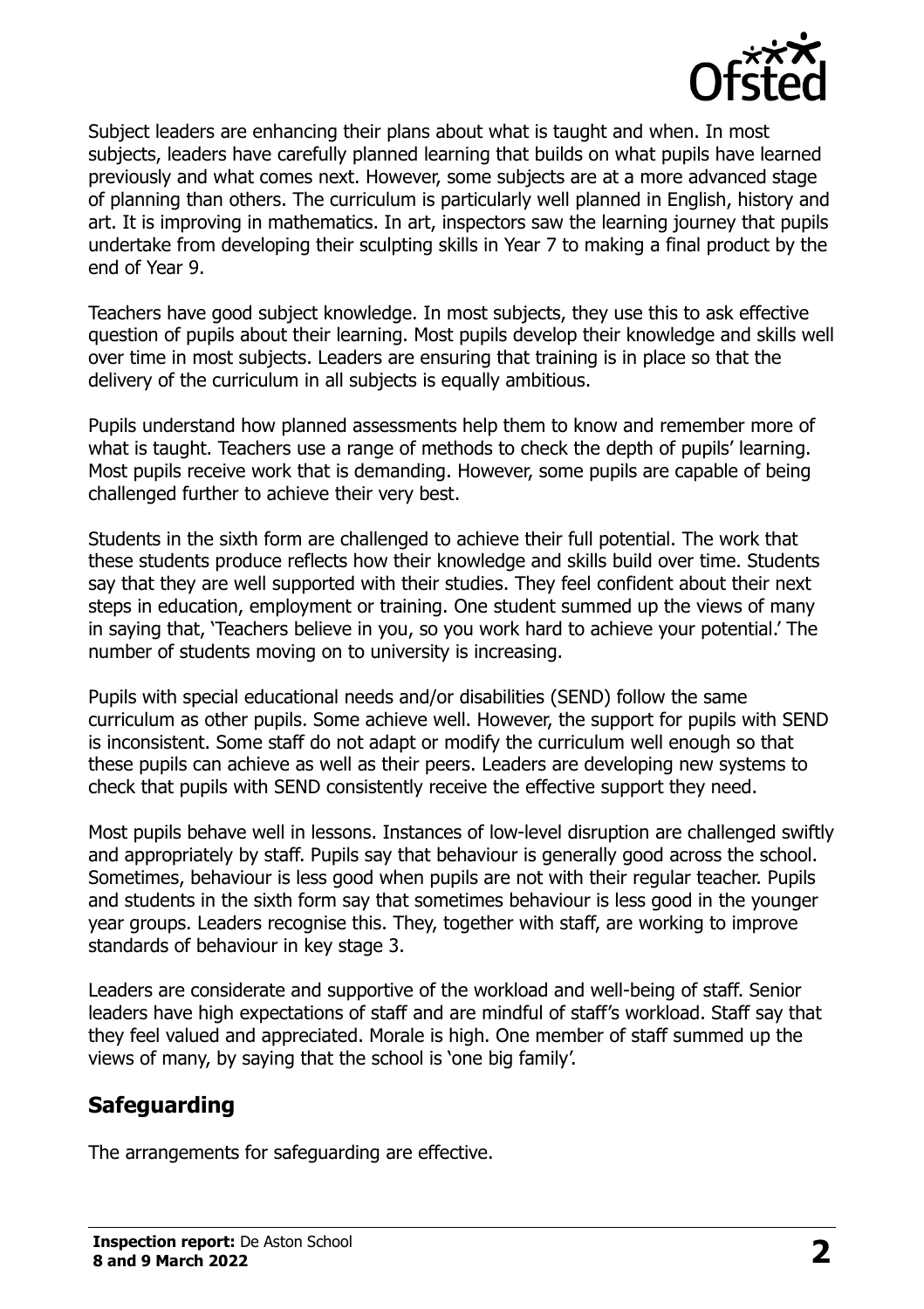Subject leaders are enhancing their plans about what is taught and when. In most subjects, leaders have carefully planned learning that builds on what pupils have learned previously and what comes next. However, some subjects are at a more advanced stage of planning than others. The curriculum is particularly well planned in English, history and art. It is improving in mathematics. In art, inspectors saw the learning journey that pupils undertake from developing their sculpting skills in Year 7 to making a final product by the end of Year 9.

Teachers have good subject knowledge. In most subjects, they use this to ask effective question of pupils about their learning. Most pupils develop their knowledge and skills well over time in most subjects. Leaders are ensuring that training is in place so that the delivery of the curriculum in all subjects is equally ambitious.

Pupils understand how planned assessments help them to know and remember more of what is taught. Teachers use a range of methods to check the depth of pupils' learning. Most pupils receive work that is demanding. However, some pupils are capable of being challenged further to achieve their very best.

Students in the sixth form are challenged to achieve their full potential. The work that these students produce reflects how their knowledge and skills build over time. Students say that they are well supported with their studies. They feel confident about their next steps in education, employment or training. One student summed up the views of many in saying that, 'Teachers believe in you, so you work hard to achieve your potential.' The number of students moving on to university is increasing.

Pupils with special educational needs and/or disabilities (SEND) follow the same curriculum as other pupils. Some achieve well. However, the support for pupils with SEND is inconsistent. Some staff do not adapt or modify the curriculum well enough so that these pupils can achieve as well as their peers. Leaders are developing new systems to check that pupils with SEND consistently receive the effective support they need.

Most pupils behave well in lessons. Instances of low-level disruption are challenged swiftly and appropriately by staff. Pupils say that behaviour is generally good across the school. Sometimes, behaviour is less good when pupils are not with their regular teacher. Pupils and students in the sixth form say that sometimes behaviour is less good in the younger year groups. Leaders recognise this. They, together with staff, are working to improve standards of behaviour in key stage 3.

Leaders are considerate and supportive of the workload and well-being of staff. Senior leaders have high expectations of staff and are mindful of staff's workload. Staff say that they feel valued and appreciated. Morale is high. One member of staff summed up the views of many, by saying that the school is 'one big family'.

## Safeguarding

The arrangements for safeguarding are effective.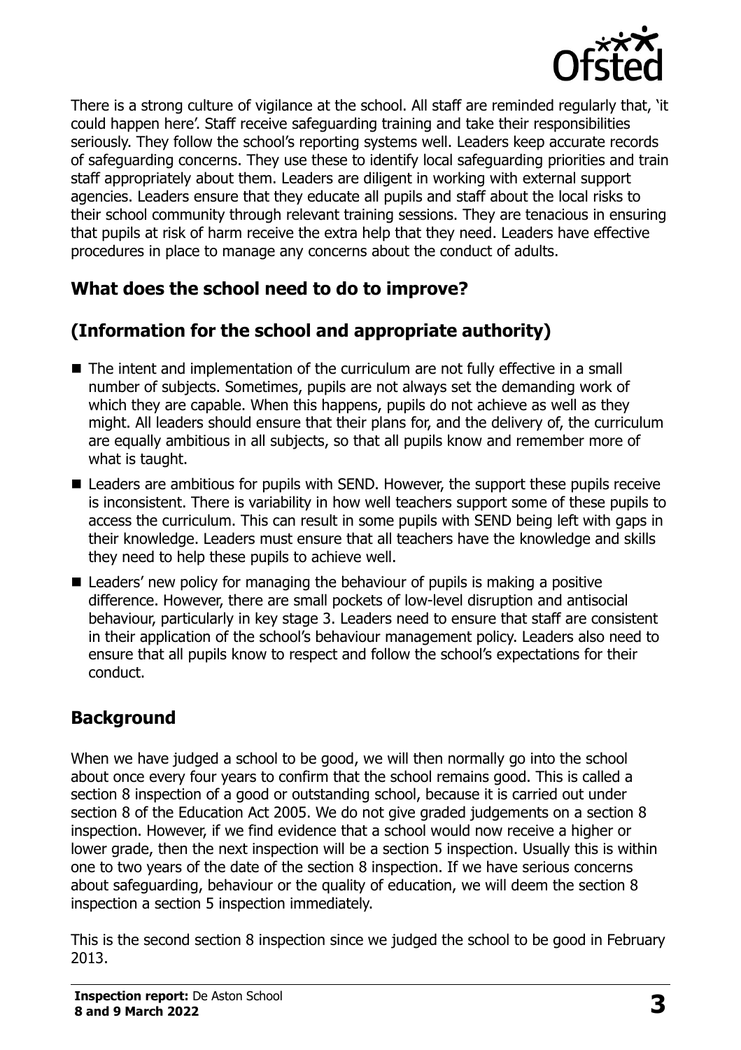There is a strong culture of vigilance at the school. All staff are reminded regularly that, 'it could happen here'. Staff receive safeguarding training and take their responsibilities seriously. They follow the school's reporting systems well. Leaders keep accurate records of safeguarding concerns. They use these to identify local safeguarding priorities and train staff appropriately about them. Leaders are diligent in working with external support agencies. Leaders ensure that they educate all pupils and staff about the local risks to their school community through relevant training sessions. They are tenacious in ensuring that pupils at risk of harm receive the extra help that they need. Leaders have effective procedures in place to manage any concerns about the conduct of adults.

## What does the school need to do to improve?

## (Information for the school and appropriate authority)

- The intent and implementation of the curriculum are not fully effective in a small number of subjects. Sometimes, pupils are not always set the demanding work of which they are capable. When this happens, pupils do not achieve as well as they might. All leaders should ensure that their plans for, and the delivery of, the curriculum are equally ambitious in all subjects, so that all pupils know and remember more of what is taught.
- Leaders are ambitious for pupils with SEND. However, the support these pupils receive is inconsistent. There is variability in how well teachers support some of these pupils to access the curriculum. This can result in some pupils with SEND being left with gaps in their knowledge. Leaders must ensure that all teachers have the knowledge and skills they need to help these pupils to achieve well.
- Leaders' new policy for managing the behaviour of pupils is making a positive difference. However, there are small pockets of low-level disruption and antisocial behaviour, particularly in key stage 3. Leaders need to ensure that staff are consistent in their application of the school's behaviour management policy. Leaders also need to ensure that all pupils know to respect and follow the school's expectations for their conduct.

## Background

When we have judged a school to be good, we will then normally go into the school about once every four years to confirm that the school remains good. This is called a section 8 inspection of a good or outstanding school, because it is carried out under section 8 of the Education Act 2005. We do not give graded judgements on a section 8 inspection. However, if we find evidence that a school would now receive a higher or lower grade, then the next inspection will be a section 5 inspection. Usually this is within one to two years of the date of the section 8 inspection. If we have serious concerns about safeguarding, behaviour or the quality of education, we will deem the section 8 inspection a section 5 inspection immediately.

This is the second section 8 inspection since we judged the school to be good in February 2013.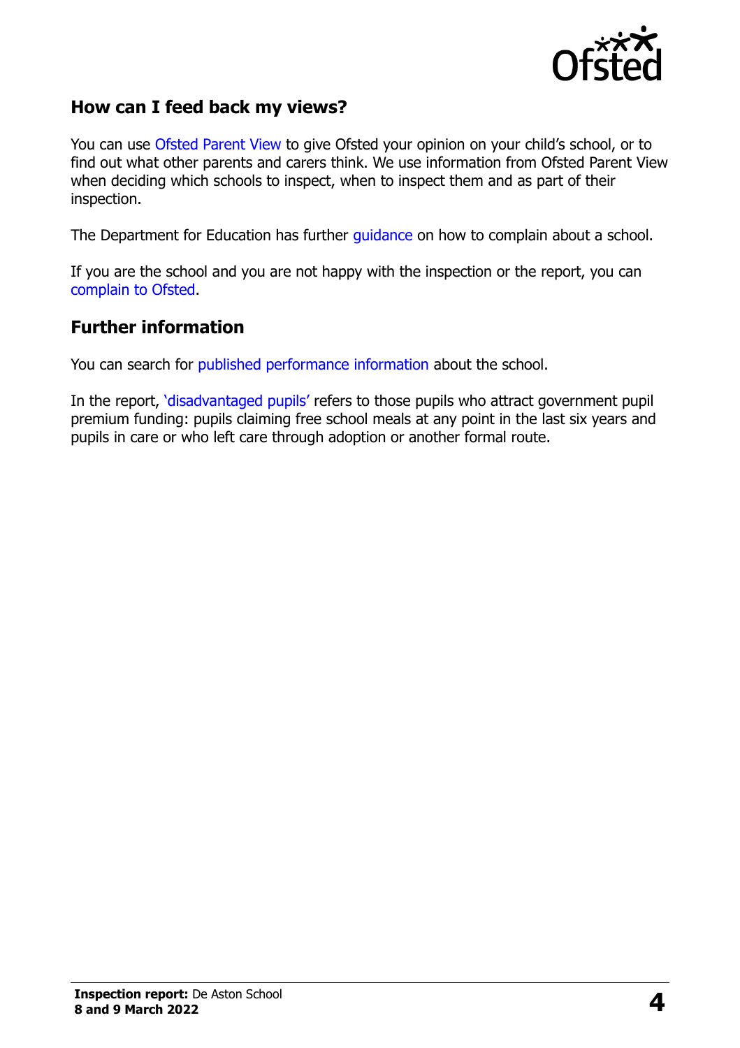## How can I feed back my views?

You can use Ofsted Parent View to give Ofsted your opinion on your child's school, or to find out what other parents and carers think. We use information from Ofsted Parent View when deciding which schools to inspect, when to inspect them and as part of their inspection.

The Department for Education has further guidance on how to complain about a school.

If you are the school and you are not happy with the inspection or the report, you can complain to Ofsted.

## Further information

You can search for published performance information about the school.

In the report, 'disadvantaged pupils' refers to those pupils who attract government pupil premium funding: pupils claiming free school meals at any point in the last six years and pupils in care or who left care through adoption or another formal route.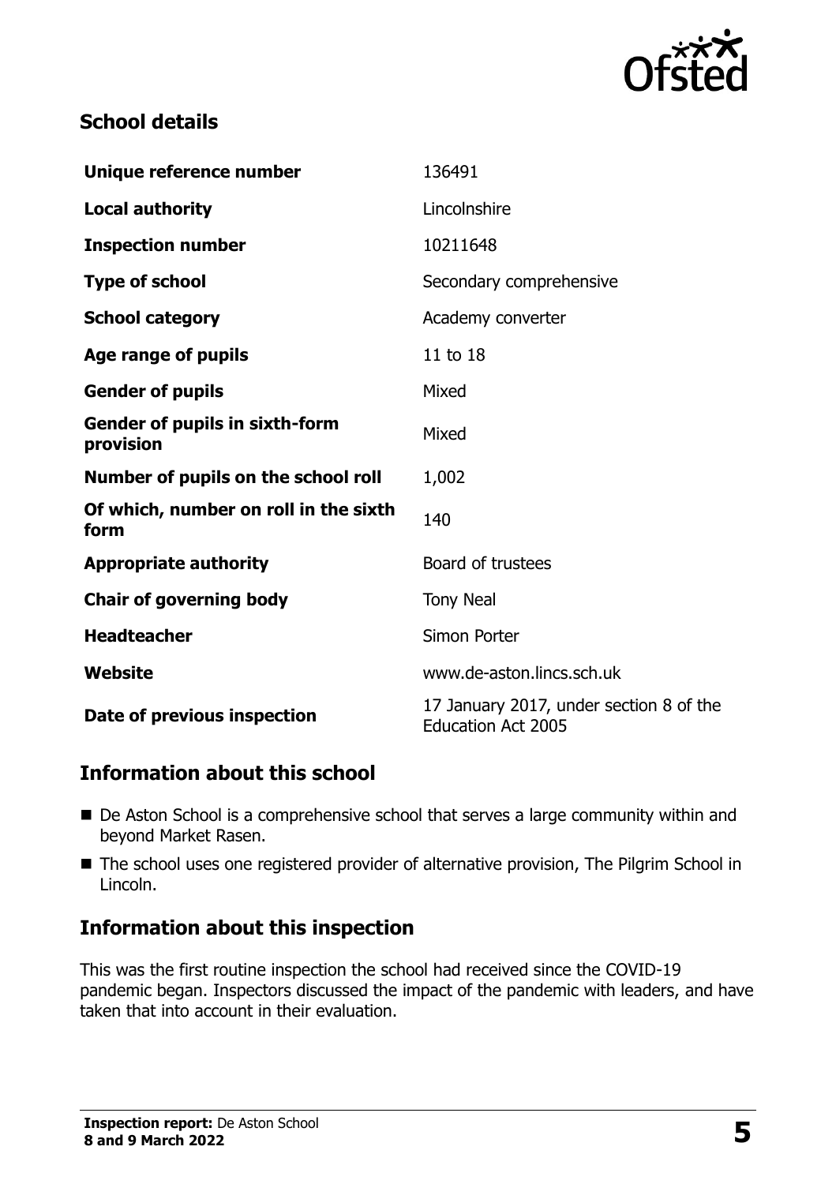## School details

| | |
|---|---|
| **Unique reference number** | 136491 |
| **Local authority** | Lincolnshire |
| **Inspection number** | 10211648 |
| **Type of school** | Secondary comprehensive |
| **School category** | Academy converter |
| **Age range of pupils** | 11 to 18 |
| **Gender of pupils** | Mixed |
| **Gender of pupils in sixth-form provision** | Mixed |
| **Number of pupils on the school roll** | 1,002 |
| **Of which, number on roll in the sixth form** | 140 |
| **Appropriate authority** | Board of trustees |
| **Chair of governing body** | Tony Neal |
| **Headteacher** | Simon Porter |
| **Website** | www.de-aston.lincs.sch.uk |
| **Date of previous inspection** | 17 January 2017, under section 8 of the Education Act 2005 |

## Information about this school

- De Aston School is a comprehensive school that serves a large community within and beyond Market Rasen.
- The school uses one registered provider of alternative provision, The Pilgrim School in Lincoln.

## Information about this inspection

This was the first routine inspection the school had received since the COVID-19 pandemic began. Inspectors discussed the impact of the pandemic with leaders, and have taken that into account in their evaluation.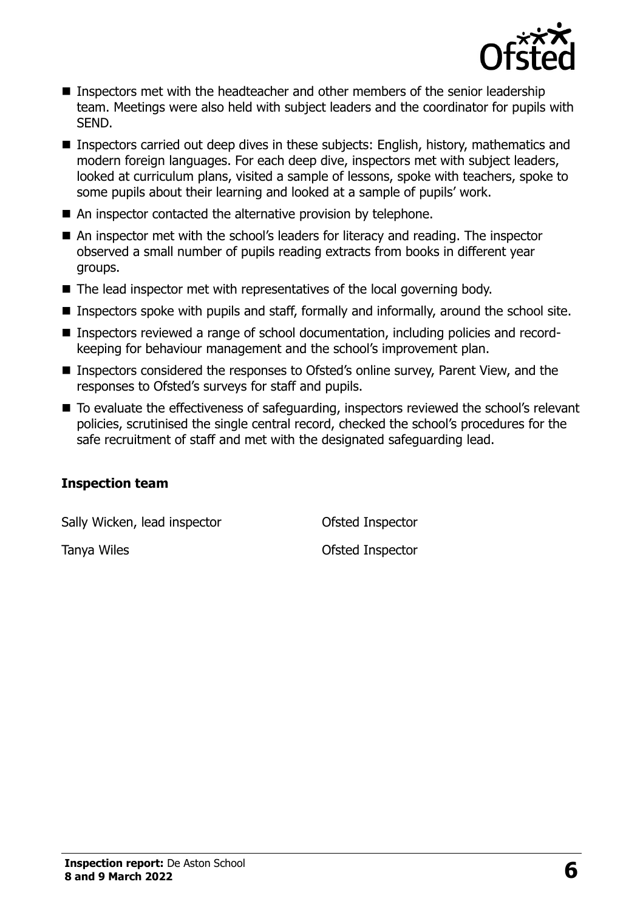- Inspectors met with the headteacher and other members of the senior leadership team. Meetings were also held with subject leaders and the coordinator for pupils with SEND.
- Inspectors carried out deep dives in these subjects: English, history, mathematics and modern foreign languages. For each deep dive, inspectors met with subject leaders, looked at curriculum plans, visited a sample of lessons, spoke with teachers, spoke to some pupils about their learning and looked at a sample of pupils' work.
- An inspector contacted the alternative provision by telephone.
- An inspector met with the school's leaders for literacy and reading. The inspector observed a small number of pupils reading extracts from books in different year groups.
- The lead inspector met with representatives of the local governing body.
- Inspectors spoke with pupils and staff, formally and informally, around the school site.
- Inspectors reviewed a range of school documentation, including policies and record-keeping for behaviour management and the school's improvement plan.
- Inspectors considered the responses to Ofsted's online survey, Parent View, and the responses to Ofsted's surveys for staff and pupils.
- To evaluate the effectiveness of safeguarding, inspectors reviewed the school's relevant policies, scrutinised the single central record, checked the school's procedures for the safe recruitment of staff and met with the designated safeguarding lead.

### Inspection team

| | |
|---|---|
| Sally Wicken, lead inspector | Ofsted Inspector |
| Tanya Wiles | Ofsted Inspector |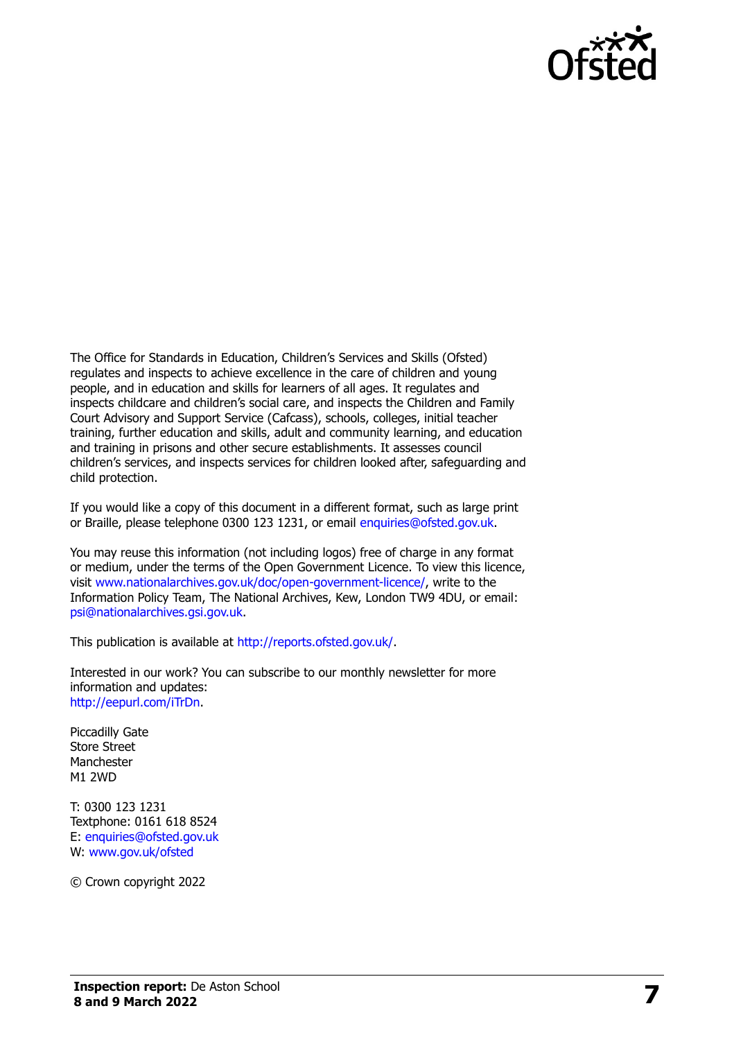The Office for Standards in Education, Children's Services and Skills (Ofsted) regulates and inspects to achieve excellence in the care of children and young people, and in education and skills for learners of all ages. It regulates and inspects childcare and children's social care, and inspects the Children and Family Court Advisory and Support Service (Cafcass), schools, colleges, initial teacher training, further education and skills, adult and community learning, and education and training in prisons and other secure establishments. It assesses council children's services, and inspects services for children looked after, safeguarding and child protection.

If you would like a copy of this document in a different format, such as large print or Braille, please telephone 0300 123 1231, or email enquiries@ofsted.gov.uk.

You may reuse this information (not including logos) free of charge in any format or medium, under the terms of the Open Government Licence. To view this licence, visit www.nationalarchives.gov.uk/doc/open-government-licence/, write to the Information Policy Team, The National Archives, Kew, London TW9 4DU, or email: psi@nationalarchives.gsi.gov.uk.

This publication is available at http://reports.ofsted.gov.uk/.

Interested in our work? You can subscribe to our monthly newsletter for more information and updates:
http://eepurl.com/iTrDn.

Piccadilly Gate
Store Street
Manchester
M1 2WD

T: 0300 123 1231
Textphone: 0161 618 8524
E: enquiries@ofsted.gov.uk
W: www.gov.uk/ofsted

© Crown copyright 2022